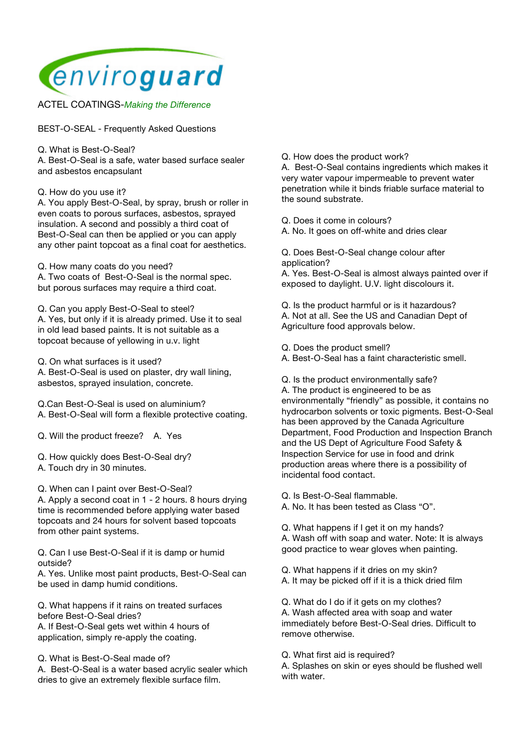enviroguard

ACTEL COATINGS-*Making the Difference*

BEST-O-SEAL - Frequently Asked Questions

Q. What is Best-O-Seal?
A. Best-O-Seal is a safe, water based surface sealer and asbestos encapsulant

Q. How do you use it?
A. You apply Best-O-Seal, by spray, brush or roller in even coats to porous surfaces, asbestos, sprayed insulation. A second and possibly a third coat of Best-O-Seal can then be applied or you can apply any other paint topcoat as a final coat for aesthetics.

Q. How many coats do you need?
A. Two coats of Best-O-Seal is the normal spec. but porous surfaces may require a third coat.

Q. Can you apply Best-O-Seal to steel?
A. Yes, but only if it is already primed. Use it to seal in old lead based paints. It is not suitable as a topcoat because of yellowing in u.v. light

Q. On what surfaces is it used?
A. Best-O-Seal is used on plaster, dry wall lining, asbestos, sprayed insulation, concrete.

Q.Can Best-O-Seal is used on aluminium?
A. Best-O-Seal will form a flexible protective coating.

Q. Will the product freeze? A. Yes

Q. How quickly does Best-O-Seal dry?
A. Touch dry in 30 minutes.

Q. When can I paint over Best-O-Seal?
A. Apply a second coat in 1 - 2 hours. 8 hours drying time is recommended before applying water based topcoats and 24 hours for solvent based topcoats from other paint systems.

Q. Can I use Best-O-Seal if it is damp or humid outside?
A. Yes. Unlike most paint products, Best-O-Seal can be used in damp humid conditions.

Q. What happens if it rains on treated surfaces before Best-O-Seal dries?
A. If Best-O-Seal gets wet within 4 hours of application, simply re-apply the coating.

Q. What is Best-O-Seal made of?
A. Best-O-Seal is a water based acrylic sealer which dries to give an extremely flexible surface film.

Q. How does the product work?
A. Best-O-Seal contains ingredients which makes it very water vapour impermeable to prevent water penetration while it binds friable surface material to the sound substrate.

Q. Does it come in colours?
A. No. It goes on off-white and dries clear

Q. Does Best-O-Seal change colour after application?
A. Yes. Best-O-Seal is almost always painted over if exposed to daylight. U.V. light discolours it.

Q. Is the product harmful or is it hazardous?
A. Not at all. See the US and Canadian Dept of Agriculture food approvals below.

Q. Does the product smell?
A. Best-O-Seal has a faint characteristic smell.

Q. Is the product environmentally safe?
A. The product is engineered to be as environmentally "friendly" as possible, it contains no hydrocarbon solvents or toxic pigments. Best-O-Seal has been approved by the Canada Agriculture Department, Food Production and Inspection Branch and the US Dept of Agriculture Food Safety & Inspection Service for use in food and drink production areas where there is a possibility of incidental food contact.

Q. Is Best-O-Seal flammable.
A. No. It has been tested as Class "O".

Q. What happens if I get it on my hands?
A. Wash off with soap and water. Note: It is always good practice to wear gloves when painting.

Q. What happens if it dries on my skin?
A. It may be picked off if it is a thick dried film

Q. What do I do if it gets on my clothes?
A. Wash affected area with soap and water immediately before Best-O-Seal dries. Difficult to remove otherwise.

Q. What first aid is required?
A. Splashes on skin or eyes should be flushed well with water.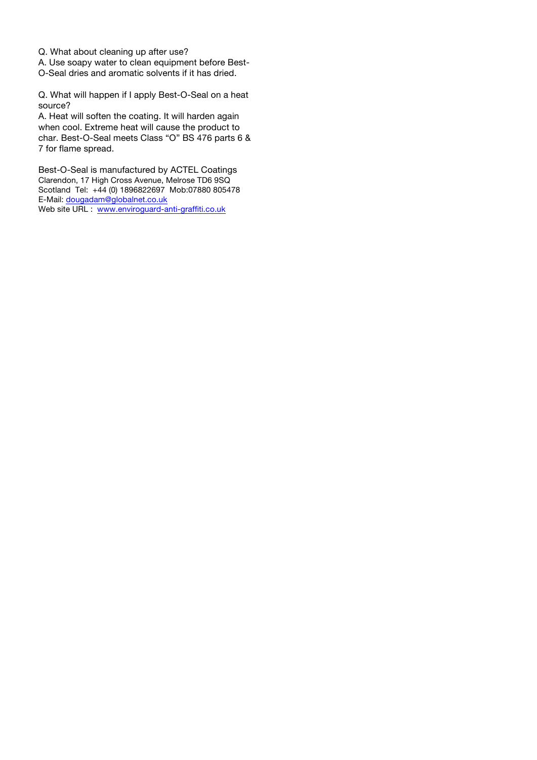Q. What about cleaning up after use?
A. Use soapy water to clean equipment before Best-O-Seal dries and aromatic solvents if it has dried.

Q. What will happen if I apply Best-O-Seal on a heat source?
A. Heat will soften the coating. It will harden again when cool. Extreme heat will cause the product to char. Best-O-Seal meets Class "O" BS 476 parts 6 & 7 for flame spread.

Best-O-Seal is manufactured by ACTEL Coatings
Clarendon, 17 High Cross Avenue, Melrose TD6 9SQ
Scotland Tel: +44 (0) 1896822697 Mob:07880 805478
E-Mail: dougadam@globalnet.co.uk
Web site URL : www.enviroguard-anti-graffiti.co.uk